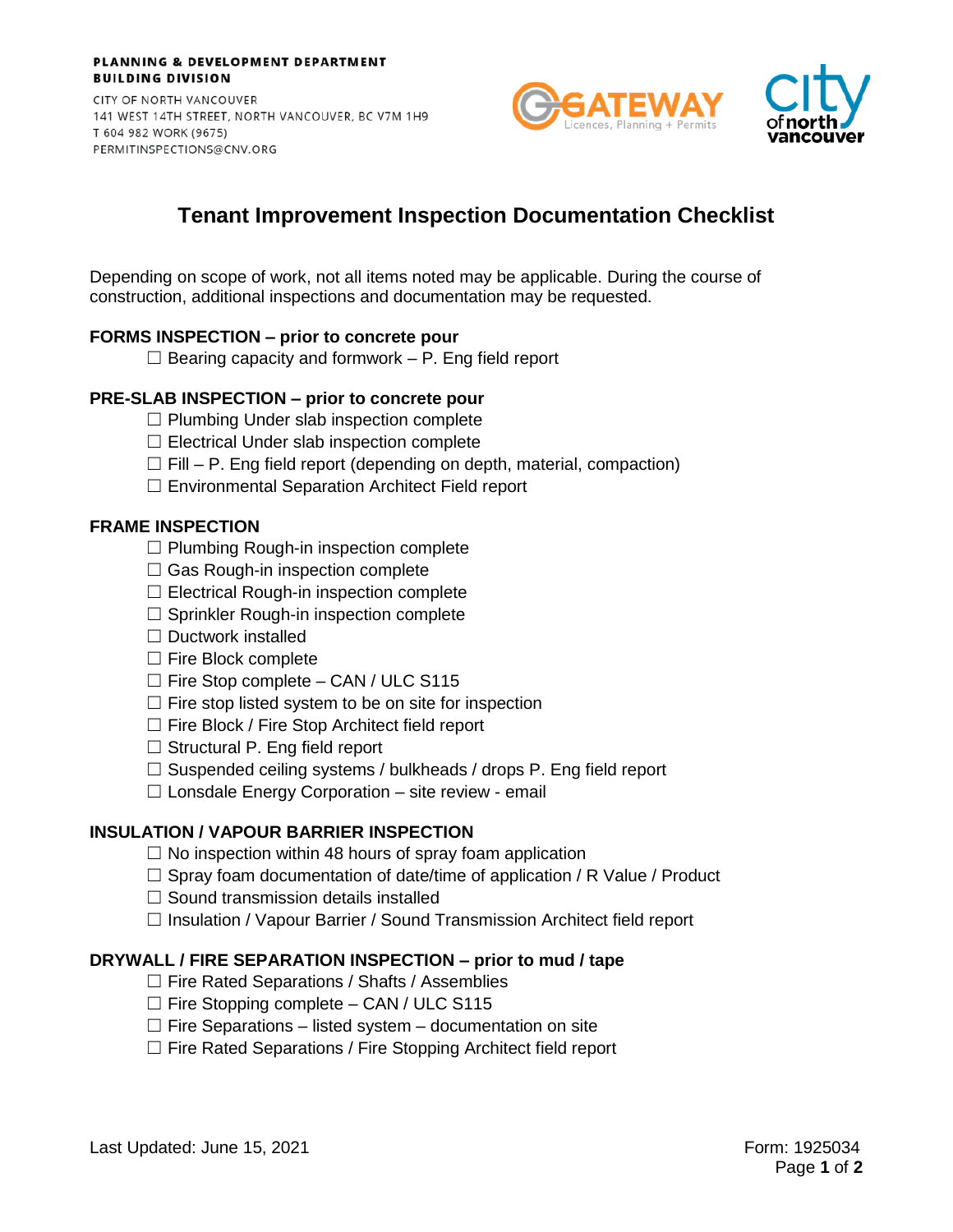**PLANNING & DEVELOPMENT DEPARTMENT**
**BUILDING DIVISION**

CITY OF NORTH VANCOUVER
141 WEST 14TH STREET, NORTH VANCOUVER, BC V7M 1H9
T 604 982 WORK (9675)
PERMITINSPECTIONS@CNV.ORG

# Tenant Improvement Inspection Documentation Checklist

Depending on scope of work, not all items noted may be applicable. During the course of construction, additional inspections and documentation may be requested.

### FORMS INSPECTION – prior to concrete pour

- ☐ Bearing capacity and formwork – P. Eng field report

### PRE-SLAB INSPECTION – prior to concrete pour

- ☐ Plumbing Under slab inspection complete
- ☐ Electrical Under slab inspection complete
- ☐ Fill – P. Eng field report (depending on depth, material, compaction)
- ☐ Environmental Separation Architect Field report

### FRAME INSPECTION

- ☐ Plumbing Rough-in inspection complete
- ☐ Gas Rough-in inspection complete
- ☐ Electrical Rough-in inspection complete
- ☐ Sprinkler Rough-in inspection complete
- ☐ Ductwork installed
- ☐ Fire Block complete
- ☐ Fire Stop complete – CAN / ULC S115
- ☐ Fire stop listed system to be on site for inspection
- ☐ Fire Block / Fire Stop Architect field report
- ☐ Structural P. Eng field report
- ☐ Suspended ceiling systems / bulkheads / drops P. Eng field report
- ☐ Lonsdale Energy Corporation – site review - email

### INSULATION / VAPOUR BARRIER INSPECTION

- ☐ No inspection within 48 hours of spray foam application
- ☐ Spray foam documentation of date/time of application / R Value / Product
- ☐ Sound transmission details installed
- ☐ Insulation / Vapour Barrier / Sound Transmission Architect field report

### DRYWALL / FIRE SEPARATION INSPECTION – prior to mud / tape

- ☐ Fire Rated Separations / Shafts / Assemblies
- ☐ Fire Stopping complete – CAN / ULC S115
- ☐ Fire Separations – listed system – documentation on site
- ☐ Fire Rated Separations / Fire Stopping Architect field report

Last Updated: June 15, 2021

Form: 1925034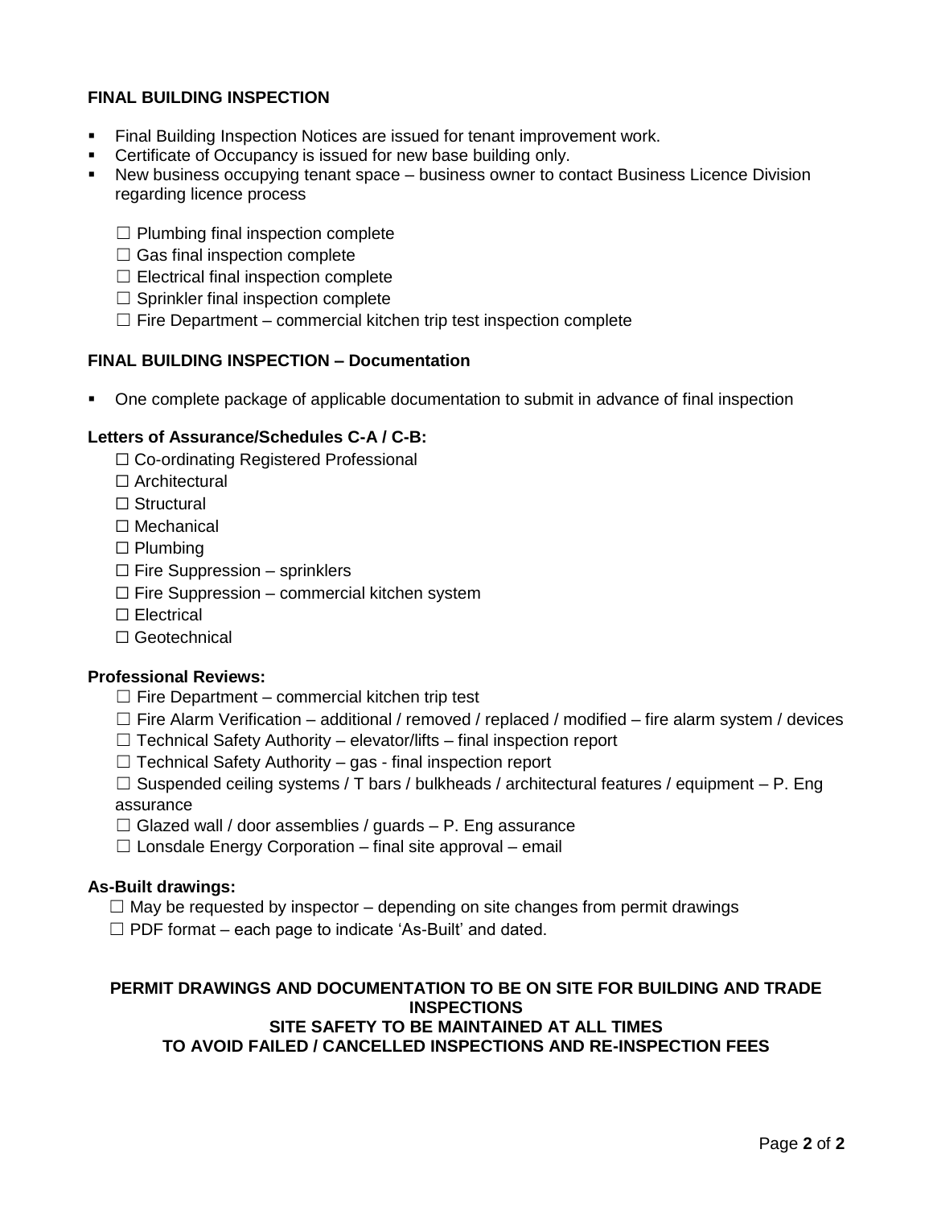### FINAL BUILDING INSPECTION

- Final Building Inspection Notices are issued for tenant improvement work.
- Certificate of Occupancy is issued for new base building only.
- New business occupying tenant space – business owner to contact Business Licence Division regarding licence process

  ☐ Plumbing final inspection complete
  ☐ Gas final inspection complete
  ☐ Electrical final inspection complete
  ☐ Sprinkler final inspection complete
  ☐ Fire Department – commercial kitchen trip test inspection complete

### FINAL BUILDING INSPECTION – Documentation

- One complete package of applicable documentation to submit in advance of final inspection

**Letters of Assurance/Schedules C-A / C-B:**

☐ Co-ordinating Registered Professional
☐ Architectural
☐ Structural
☐ Mechanical
☐ Plumbing
☐ Fire Suppression – sprinklers
☐ Fire Suppression – commercial kitchen system
☐ Electrical
☐ Geotechnical

**Professional Reviews:**

☐ Fire Department – commercial kitchen trip test
☐ Fire Alarm Verification – additional / removed / replaced / modified – fire alarm system / devices
☐ Technical Safety Authority – elevator/lifts – final inspection report
☐ Technical Safety Authority – gas - final inspection report
☐ Suspended ceiling systems / T bars / bulkheads / architectural features / equipment – P. Eng assurance
☐ Glazed wall / door assemblies / guards – P. Eng assurance
☐ Lonsdale Energy Corporation – final site approval – email

**As-Built drawings:**

☐ May be requested by inspector – depending on site changes from permit drawings
☐ PDF format – each page to indicate 'As-Built' and dated.

**PERMIT DRAWINGS AND DOCUMENTATION TO BE ON SITE FOR BUILDING AND TRADE INSPECTIONS**
**SITE SAFETY TO BE MAINTAINED AT ALL TIMES**
**TO AVOID FAILED / CANCELLED INSPECTIONS AND RE-INSPECTION FEES**